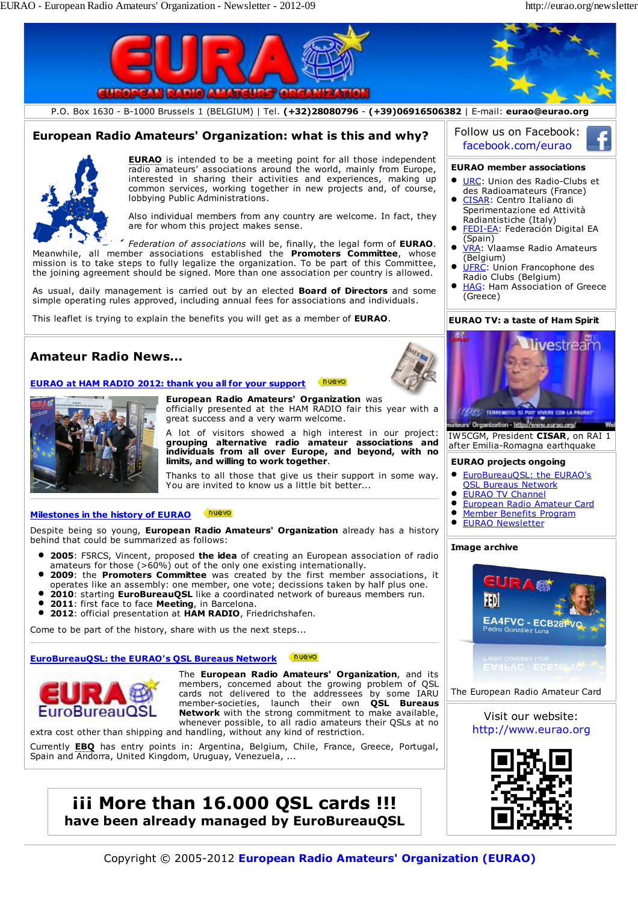# EURA – EUROPEAN RADIO AMATEURS' ORGANIZATION

P.O. Box 1630 - B-1000 Brussels 1 (BELGIUM) | Tel. **(+32)28080796** - **(+39)06916506382** | E-mail: **eurao@eurao.org**

## European Radio Amateurs' Organization: what is this and why?

**EURAO** is intended to be a meeting point for all those independent radio amateurs' associations around the world, mainly from Europe, interested in sharing their activities and experiences, making up common services, working together in new projects and, of course, lobbying Public Administrations.

Also individual members from any country are welcome. In fact, they are for whom this project makes sense.

*Federation of associations* will be, finally, the legal form of **EURAO**. Meanwhile, all member associations established the **Promoters Committee**, whose mission is to take steps to fully legalize the organization. To be part of this Committee, the joining agreement should be signed. More than one association per country is allowed.

As usual, daily management is carried out by an elected **Board of Directors** and some simple operating rules approved, including annual fees for associations and individuals.

This leaflet is trying to explain the benefits you will get as a member of **EURAO**.

## Amateur Radio News...

### EURAO at HAM RADIO 2012: thank you all for your support (nuevo)

**European Radio Amateurs' Organization** was officially presented at the HAM RADIO fair this year with a great success and a very warm welcome.

A lot of visitors showed a high interest in our project: **grouping alternative radio amateur associations and individuals from all over Europe, and beyond, with no limits, and willing to work together**.

Thanks to all those that give us their support in some way. You are invited to know us a little bit better...

### Milestones in the history of EURAO (nuevo)

Despite being so young, **European Radio Amateurs' Organization** already has a history behind that could be summarized as follows:

- **2005**: F5RCS, Vincent, proposed **the idea** of creating an European association of radio amateurs for those (>60%) out of the only one existing internationally.
- **2009**: the **Promoters Committee** was created by the first member associations, it operates like an assembly: one member, one vote; decissions taken by half plus one.
- **2010**: starting **EuroBureauQSL** like a coordinated network of bureaus members run.
- **2011**: first face to face **Meeting**, in Barcelona.
- **2012**: official presentation at **HAM RADIO**, Friedrichshafen.

Come to be part of the history, share with us the next steps...

### EuroBureauQSL: the EURAO's QSL Bureaus Network (nuevo)

The **European Radio Amateurs' Organization**, and its members, concerned about the growing problem of QSL cards not delivered to the addressees by some IARU member-societies, launch their own **QSL Bureaus Network** with the strong commitment to make available, whenever possible, to all radio amateurs their QSLs at no extra cost other than shipping and handling, without any kind of restriction.

Currently **EBQ** has entry points in: Argentina, Belgium, Chile, France, Greece, Portugal, Spain and Andorra, United Kingdom, Uruguay, Venezuela, ...

**¡¡¡ More than 16.000 QSL cards !!!**
**have been already managed by EuroBureauQSL**

---

Follow us on Facebook: facebook.com/eurao

### EURAO member associations

- URC: Union des Radio-Clubs et des Radioamateurs (France)
- CISAR: Centro Italiano di Sperimentazione ed Attività Radiantistiche (Italy)
- FEDI-EA: Federación Digital EA (Spain)
- VRA: Vlaamse Radio Amateurs (Belgium)
- UFRC: Union Francophone des Radio Clubs (Belgium)
- HAG: Ham Association of Greece (Greece)

### EURAO TV: a taste of Ham Spirit

IW5CGM, President **CISAR**, on RAI 1 after Emilia-Romagna earthquake

### EURAO projects ongoing

- EuroBureauQSL: the EURAO's QSL Bureaus Network
- EURAO TV Channel
- European Radio Amateur Card
- Member Benefits Program
- EURAO Newsletter

### Image archive

The European Radio Amateur Card

Visit our website: http://www.eurao.org

Copyright © 2005-2012 **European Radio Amateurs' Organization (EURAO)**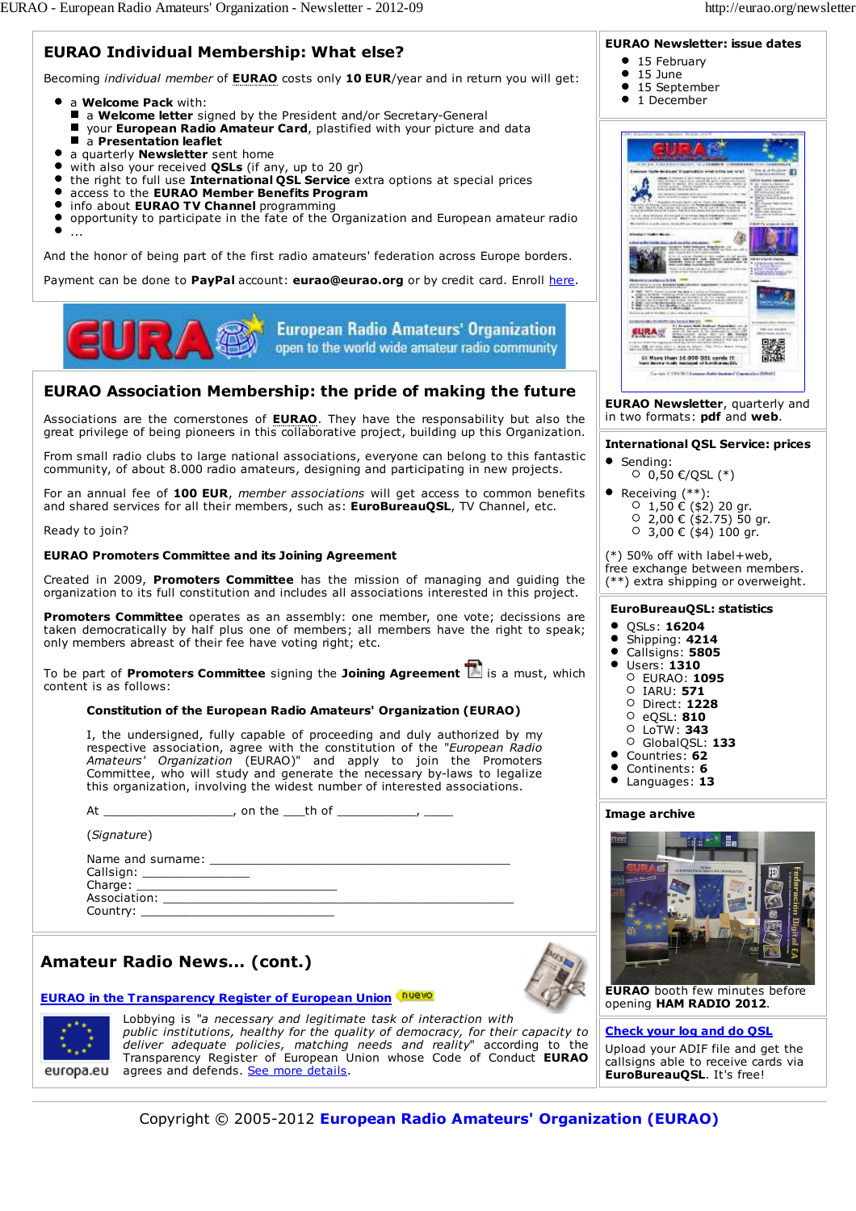## EURAO Individual Membership: What else?

Becoming *individual member* of **EURAO** costs only **10 EUR**/year and in return you will get:

- a **Welcome Pack** with:
  - a **Welcome letter** signed by the President and/or Secretary-General
  - your **European Radio Amateur Card**, plastified with your picture and data
  - a **Presentation leaflet**
- a quarterly **Newsletter** sent home
- with also your received **QSLs** (if any, up to 20 gr)
- the right to full use **International QSL Service** extra options at special prices
- access to the **EURAO Member Benefits Program**
- info about **EURAO TV Channel** programming
- opportunity to participate in the fate of the Organization and European amateur radio
- ...

And the honor of being part of the first radio amateurs' federation across Europe borders.

Payment can be done to **PayPal** account: **eurao@eurao.org** or by credit card. Enroll here.

EURAO European Radio Amateurs' Organization open to the world wide amateur radio community

## EURAO Association Membership: the pride of making the future

Associations are the cornerstones of **EURAO**. They have the responsability but also the great privilege of being pioneers in this collaborative project, building up this Organization.

From small radio clubs to large national associations, everyone can belong to this fantastic community, of about 8.000 radio amateurs, designing and participating in new projects.

For an annual fee of **100 EUR**, *member associations* will get access to common benefits and shared services for all their members, such as: **EuroBureauQSL**, TV Channel, etc.

Ready to join?

**EURAO Promoters Committee and its Joining Agreement**

Created in 2009, **Promoters Committee** has the mission of managing and guiding the organization to its full constitution and includes all associations interested in this project.

**Promoters Committee** operates as an assembly: one member, one vote; decissions are taken democratically by half plus one of members; all members have the right to speak; only members abreast of their fee have voting right; etc.

To be part of **Promoters Committee** signing the **Joining Agreement** is a must, which content is as follows:

> **Constitution of the European Radio Amateurs' Organization (EURAO)**
>
> I, the undersigned, fully capable of proceeding and duly authorized by my respective association, agree with the constitution of the "*European Radio Amateurs' Organization* (EURAO)" and apply to join the Promoters Committee, who will study and generate the necessary by-laws to legalize this organization, involving the widest number of interested associations.
>
> At ___________________, on the ___th of ____________, _____
>
> (*Signature*)
>
> Name and surname: _____________________________________________
> Callsign: _______________
> Charge: ______________________________
> Association: ___________________________________________________
> Country: ______________________________

## Amateur Radio News... (cont.)

**EURAO in the Transparency Register of European Union** nuevo

europa.eu

Lobbying is "*a necessary and legitimate task of interaction with public institutions, healthy for the quality of democracy, for their capacity to deliver adequate policies, matching needs and reality*" according to the Transparency Register of European Union whose Code of Conduct **EURAO** agrees and defends. See more details.

### EURAO Newsletter: issue dates

- 15 February
- 15 June
- 15 September
- 1 December

**EURAO Newsletter**, quarterly and in two formats: **pdf** and **web**.

### International QSL Service: prices

- Sending:
  - 0,50 €/QSL (*)
- Receiving (**):
  - 1,50 € ($2) 20 gr.
  - 2,00 € ($2.75) 50 gr.
  - 3,00 € ($4) 100 gr.

(*) 50% off with label+web, free exchange between members.
(**) extra shipping or overweight.

### EuroBureauQSL: statistics

- QSLs: **16204**
- Shipping: **4214**
- Callsigns: **5805**
- Users: **1310**
  - EURAO: **1095**
  - IARU: **571**
  - Direct: **1228**
  - eQSL: **810**
  - LoTW: **343**
  - GlobalQSL: **133**
- Countries: **62**
- Continents: **6**
- Languages: **13**

### Image archive

**EURAO** booth few minutes before opening **HAM RADIO 2012**.

**Check your log and do QSL**

Upload your ADIF file and get the callsigns able to receive cards via **EuroBureauQSL**. It's free!

Copyright © 2005-2012 **European Radio Amateurs' Organization (EURAO)**